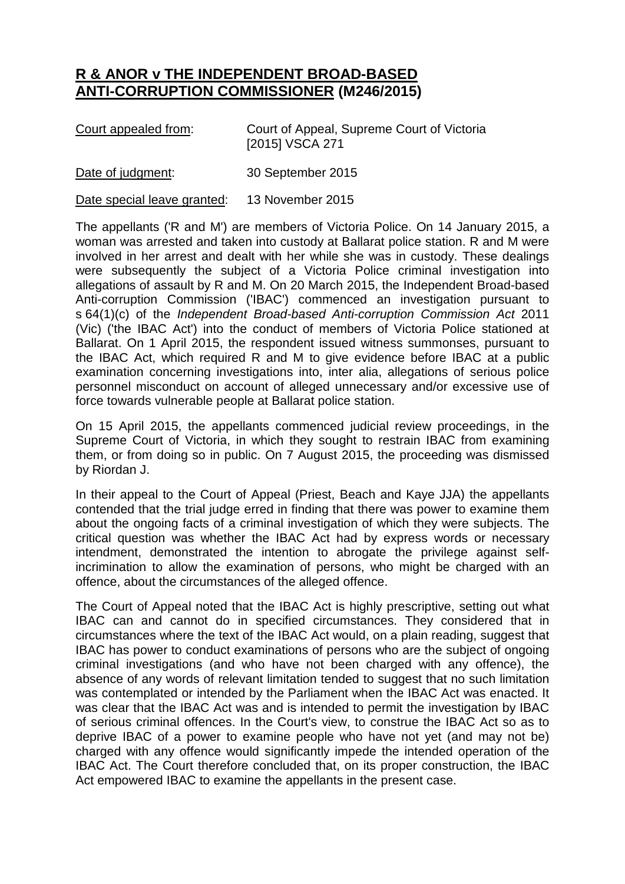# R & ANOR v THE INDEPENDENT BROAD-BASED ANTI-CORRUPTION COMMISSIONER (M246/2015)

Court appealed from: Court of Appeal, Supreme Court of Victoria [2015] VSCA 271

Date of judgment: 30 September 2015

Date special leave granted: 13 November 2015

The appellants ('R and M') are members of Victoria Police. On 14 January 2015, a woman was arrested and taken into custody at Ballarat police station. R and M were involved in her arrest and dealt with her while she was in custody. These dealings were subsequently the subject of a Victoria Police criminal investigation into allegations of assault by R and M. On 20 March 2015, the Independent Broad-based Anti-corruption Commission ('IBAC') commenced an investigation pursuant to s 64(1)(c) of the *Independent Broad-based Anti-corruption Commission Act* 2011 (Vic) ('the IBAC Act') into the conduct of members of Victoria Police stationed at Ballarat. On 1 April 2015, the respondent issued witness summonses, pursuant to the IBAC Act, which required R and M to give evidence before IBAC at a public examination concerning investigations into, inter alia, allegations of serious police personnel misconduct on account of alleged unnecessary and/or excessive use of force towards vulnerable people at Ballarat police station.

On 15 April 2015, the appellants commenced judicial review proceedings, in the Supreme Court of Victoria, in which they sought to restrain IBAC from examining them, or from doing so in public. On 7 August 2015, the proceeding was dismissed by Riordan J.

In their appeal to the Court of Appeal (Priest, Beach and Kaye JJA) the appellants contended that the trial judge erred in finding that there was power to examine them about the ongoing facts of a criminal investigation of which they were subjects. The critical question was whether the IBAC Act had by express words or necessary intendment, demonstrated the intention to abrogate the privilege against self-incrimination to allow the examination of persons, who might be charged with an offence, about the circumstances of the alleged offence.

The Court of Appeal noted that the IBAC Act is highly prescriptive, setting out what IBAC can and cannot do in specified circumstances. They considered that in circumstances where the text of the IBAC Act would, on a plain reading, suggest that IBAC has power to conduct examinations of persons who are the subject of ongoing criminal investigations (and who have not been charged with any offence), the absence of any words of relevant limitation tended to suggest that no such limitation was contemplated or intended by the Parliament when the IBAC Act was enacted. It was clear that the IBAC Act was and is intended to permit the investigation by IBAC of serious criminal offences. In the Court's view, to construe the IBAC Act so as to deprive IBAC of a power to examine people who have not yet (and may not be) charged with any offence would significantly impede the intended operation of the IBAC Act. The Court therefore concluded that, on its proper construction, the IBAC Act empowered IBAC to examine the appellants in the present case.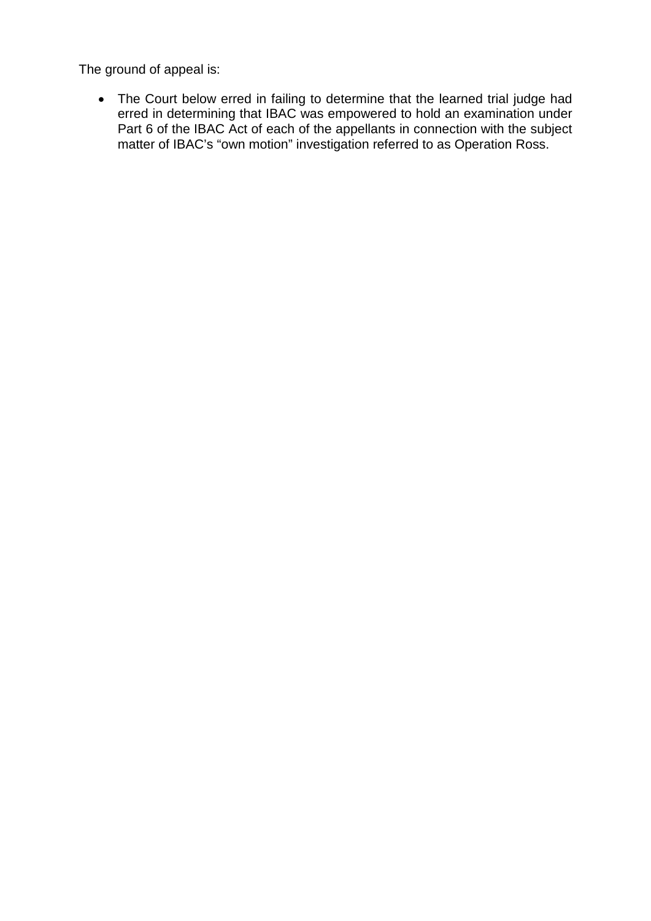The ground of appeal is:

- The Court below erred in failing to determine that the learned trial judge had erred in determining that IBAC was empowered to hold an examination under Part 6 of the IBAC Act of each of the appellants in connection with the subject matter of IBAC's "own motion" investigation referred to as Operation Ross.